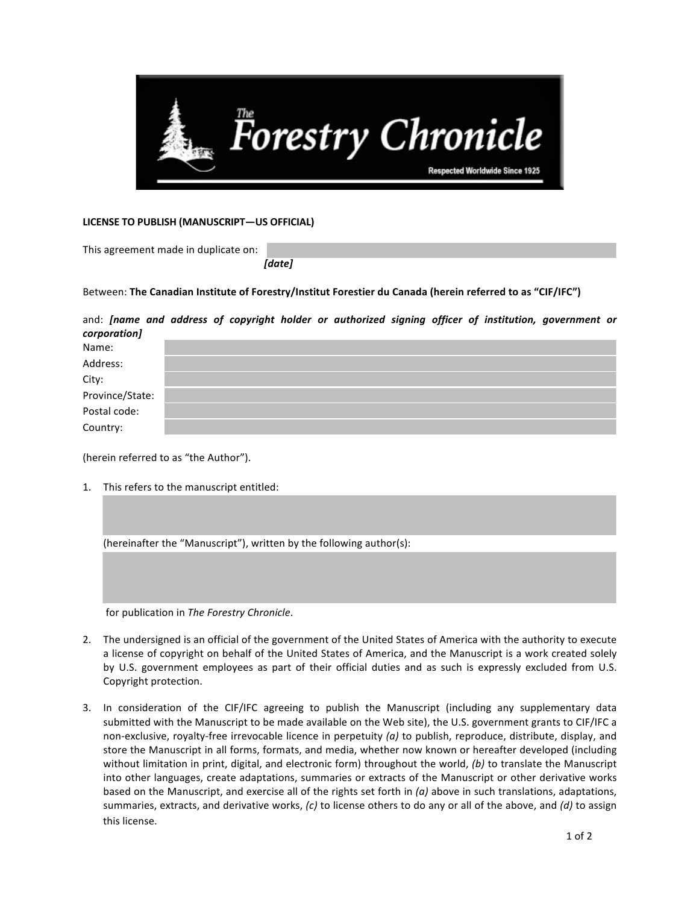**LICENSE TO PUBLISH (MANUSCRIPT—US OFFICIAL)**

This agreement made in duplicate on:

***[date]***

Between: **The Canadian Institute of Forestry/Institut Forestier du Canada (herein referred to as "CIF/IFC")**

and: ***[name and address of copyright holder or authorized signing officer of institution, government or corporation]***

Name:

Address:

City:

Province/State:

Postal code:

Country:

(herein referred to as "the Author").

1. This refers to the manuscript entitled:

   (hereinafter the "Manuscript"), written by the following author(s):

   for publication in *The Forestry Chronicle*.

2. The undersigned is an official of the government of the United States of America with the authority to execute a license of copyright on behalf of the United States of America, and the Manuscript is a work created solely by U.S. government employees as part of their official duties and as such is expressly excluded from U.S. Copyright protection.

3. In consideration of the CIF/IFC agreeing to publish the Manuscript (including any supplementary data submitted with the Manuscript to be made available on the Web site), the U.S. government grants to CIF/IFC a non-exclusive, royalty-free irrevocable licence in perpetuity *(a)* to publish, reproduce, distribute, display, and store the Manuscript in all forms, formats, and media, whether now known or hereafter developed (including without limitation in print, digital, and electronic form) throughout the world, *(b)* to translate the Manuscript into other languages, create adaptations, summaries or extracts of the Manuscript or other derivative works based on the Manuscript, and exercise all of the rights set forth in *(a)* above in such translations, adaptations, summaries, extracts, and derivative works, *(c)* to license others to do any or all of the above, and *(d)* to assign this license.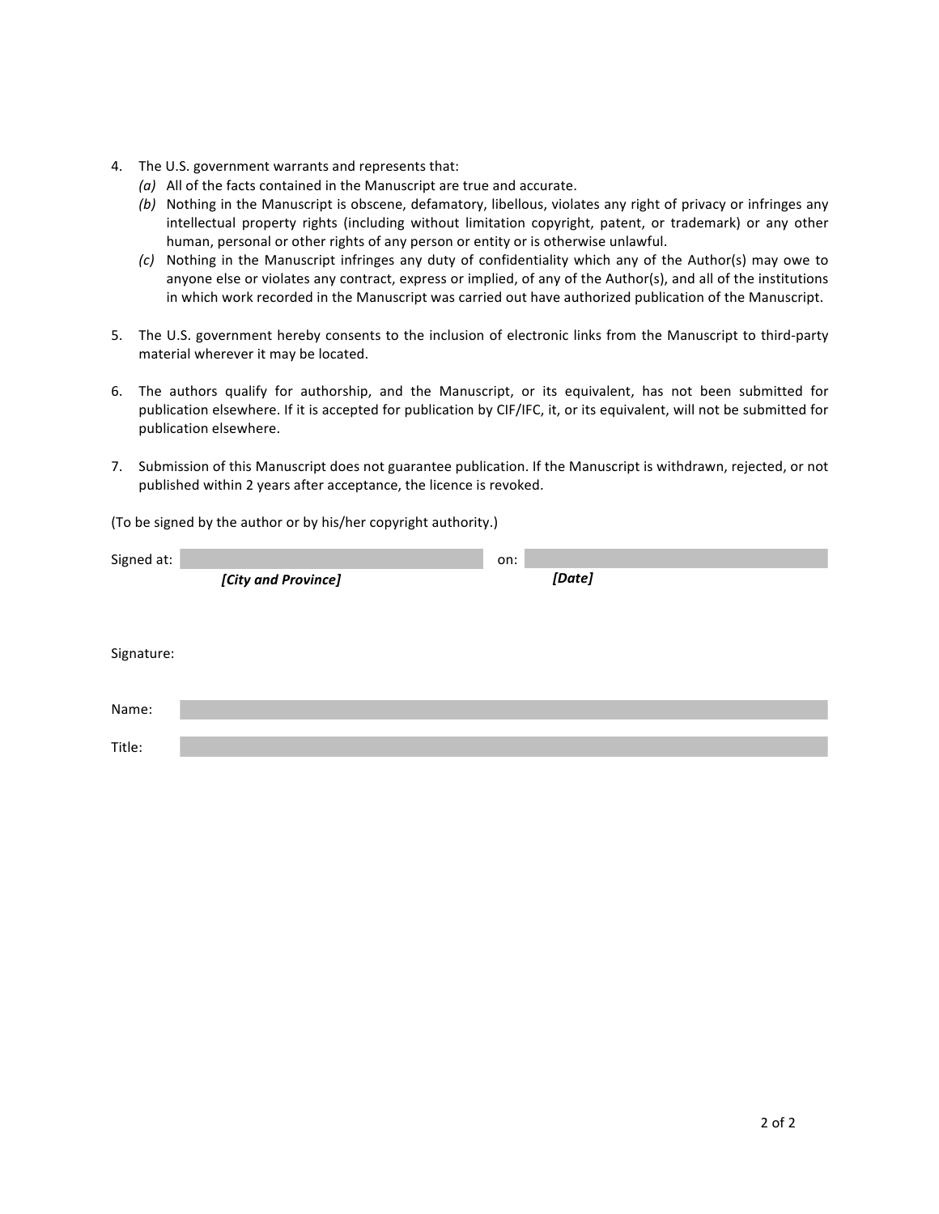4. The U.S. government warrants and represents that:
   *(a)* All of the facts contained in the Manuscript are true and accurate.
   *(b)* Nothing in the Manuscript is obscene, defamatory, libellous, violates any right of privacy or infringes any intellectual property rights (including without limitation copyright, patent, or trademark) or any other human, personal or other rights of any person or entity or is otherwise unlawful.
   *(c)* Nothing in the Manuscript infringes any duty of confidentiality which any of the Author(s) may owe to anyone else or violates any contract, express or implied, of any of the Author(s), and all of the institutions in which work recorded in the Manuscript was carried out have authorized publication of the Manuscript.

5. The U.S. government hereby consents to the inclusion of electronic links from the Manuscript to third-party material wherever it may be located.

6. The authors qualify for authorship, and the Manuscript, or its equivalent, has not been submitted for publication elsewhere. If it is accepted for publication by CIF/IFC, it, or its equivalent, will not be submitted for publication elsewhere.

7. Submission of this Manuscript does not guarantee publication. If the Manuscript is withdrawn, rejected, or not published within 2 years after acceptance, the licence is revoked.

(To be signed by the author or by his/her copyright authority.)

Signed at: ______________________ on: ______________________

***[City and Province]*** ***[Date]***

Signature:

Name: ______________________

Title: ______________________